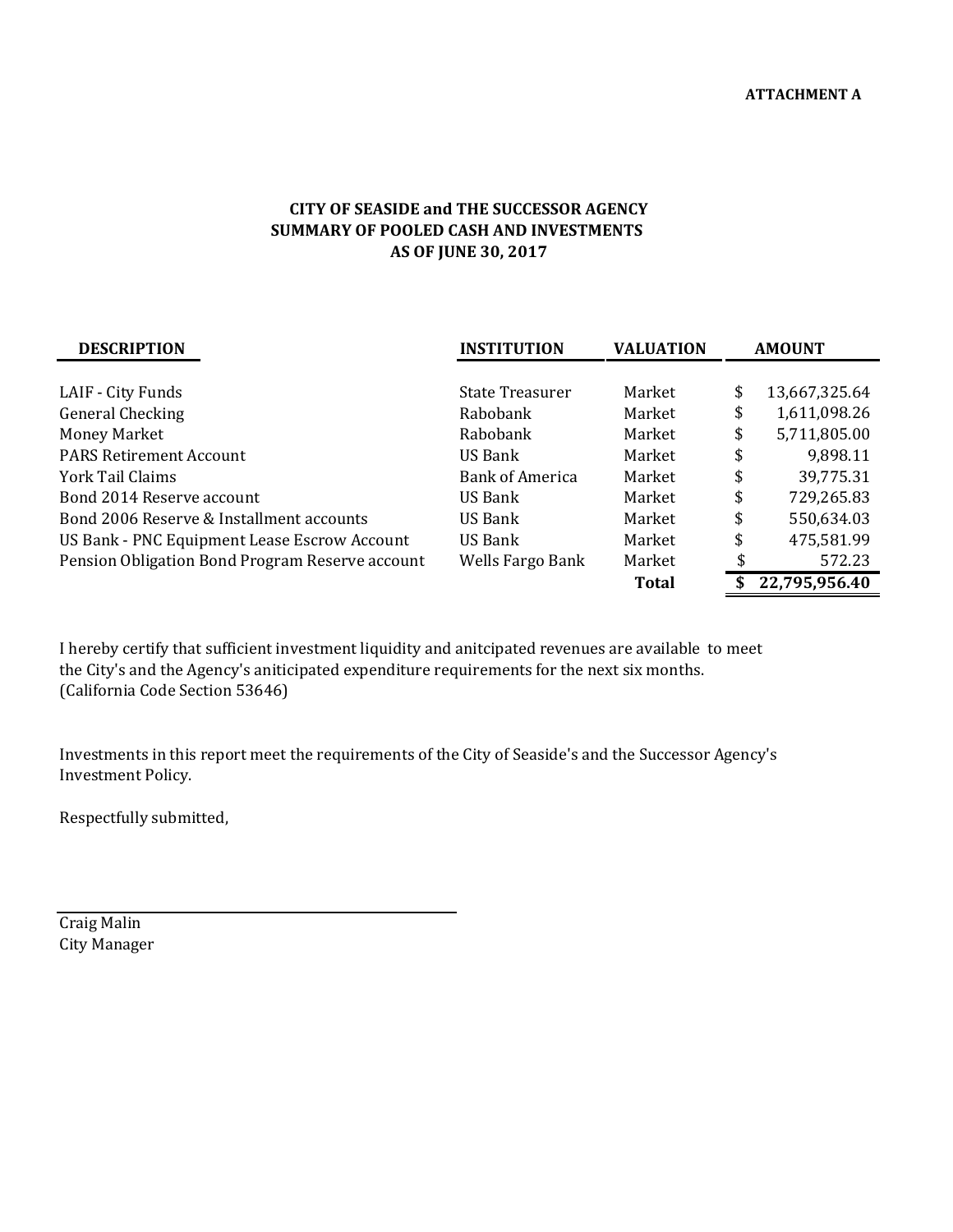ATTACHMENT A

# CITY OF SEASIDE and THE SUCCESSOR AGENCY
## SUMMARY OF POOLED CASH AND INVESTMENTS
### AS OF JUNE 30, 2017

| DESCRIPTION | INSTITUTION | VALUATION | AMOUNT |
|---|---|---|---|
| LAIF - City Funds | State Treasurer | Market | $ 13,667,325.64 |
| General Checking | Rabobank | Market | $ 1,611,098.26 |
| Money Market | Rabobank | Market | $ 5,711,805.00 |
| PARS Retirement Account | US Bank | Market | $ 9,898.11 |
| York Tail Claims | Bank of America | Market | $ 39,775.31 |
| Bond 2014 Reserve account | US Bank | Market | $ 729,265.83 |
| Bond 2006 Reserve & Installment accounts | US Bank | Market | $ 550,634.03 |
| US Bank - PNC Equipment Lease Escrow Account | US Bank | Market | $ 475,581.99 |
| Pension Obligation Bond Program Reserve account | Wells Fargo Bank | Market | $ 572.23 |
| | | **Total** | **$ 22,795,956.40** |

I hereby certify that sufficient investment liquidity and anitcipated revenues are available to meet the City's and the Agency's aniticipated expenditure requirements for the next six months. (California Code Section 53646)

Investments in this report meet the requirements of the City of Seaside's and the Successor Agency's Investment Policy.

Respectfully submitted,

Craig Malin
City Manager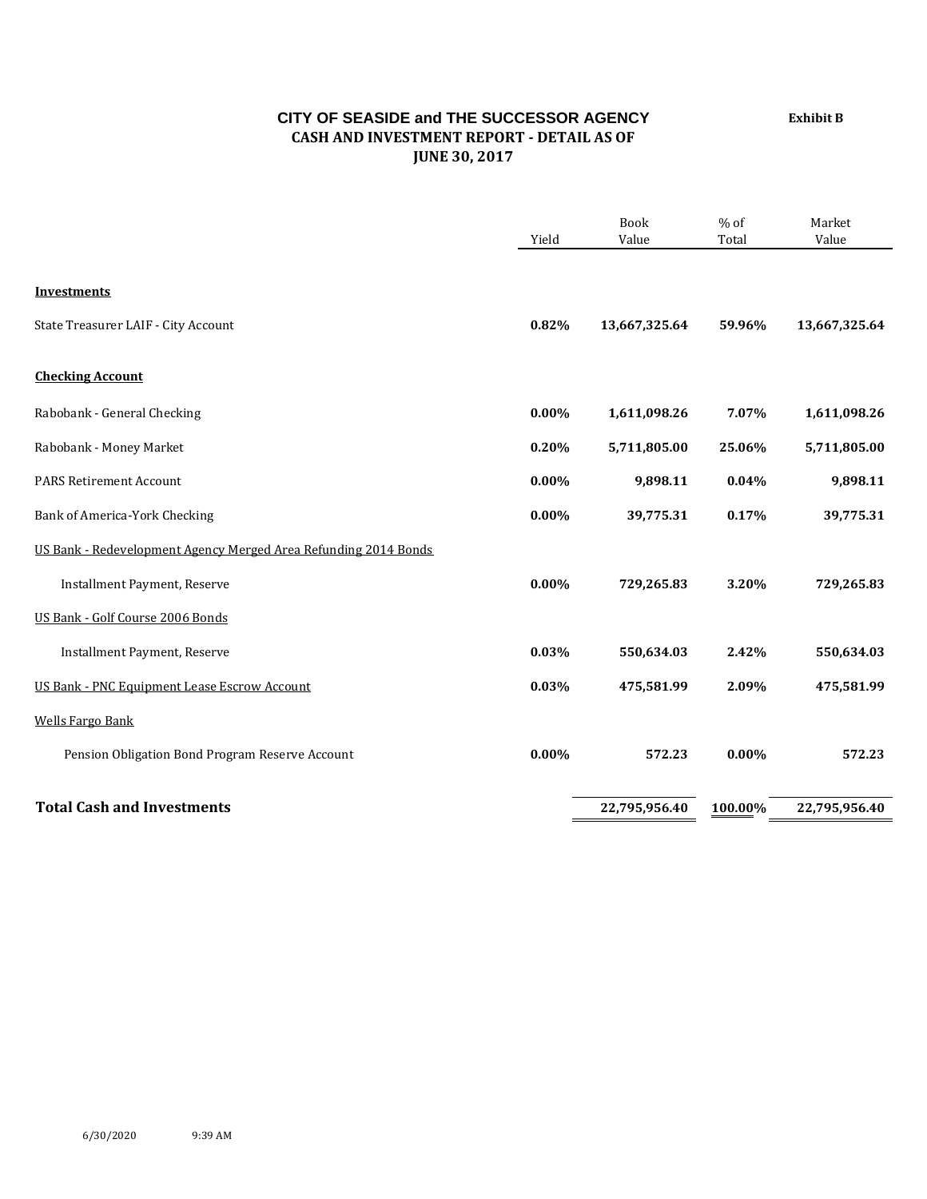# CITY OF SEASIDE and THE SUCCESSOR AGENCY

**Exhibit B**

## CASH AND INVESTMENT REPORT - DETAIL AS OF JUNE 30, 2017

| | Yield | Book Value | % of Total | Market Value |
|---|---|---|---|---|
| **Investments** | | | | |
| State Treasurer LAIF - City Account | **0.82%** | **13,667,325.64** | **59.96%** | **13,667,325.64** |
| **Checking Account** | | | | |
| Rabobank - General Checking | **0.00%** | **1,611,098.26** | **7.07%** | **1,611,098.26** |
| Rabobank - Money Market | **0.20%** | **5,711,805.00** | **25.06%** | **5,711,805.00** |
| PARS Retirement Account | **0.00%** | **9,898.11** | **0.04%** | **9,898.11** |
| Bank of America-York Checking | **0.00%** | **39,775.31** | **0.17%** | **39,775.31** |
| US Bank - Redevelopment Agency Merged Area Refunding 2014 Bonds | | | | |
| Installment Payment, Reserve | **0.00%** | **729,265.83** | **3.20%** | **729,265.83** |
| US Bank - Golf Course 2006 Bonds | | | | |
| Installment Payment, Reserve | **0.03%** | **550,634.03** | **2.42%** | **550,634.03** |
| US Bank - PNC Equipment Lease Escrow Account | **0.03%** | **475,581.99** | **2.09%** | **475,581.99** |
| Wells Fargo Bank | | | | |
| Pension Obligation Bond Program Reserve Account | **0.00%** | **572.23** | **0.00%** | **572.23** |
| **Total Cash and Investments** | | **22,795,956.40** | **100.00%** | **22,795,956.40** |

6/30/2020 9:39 AM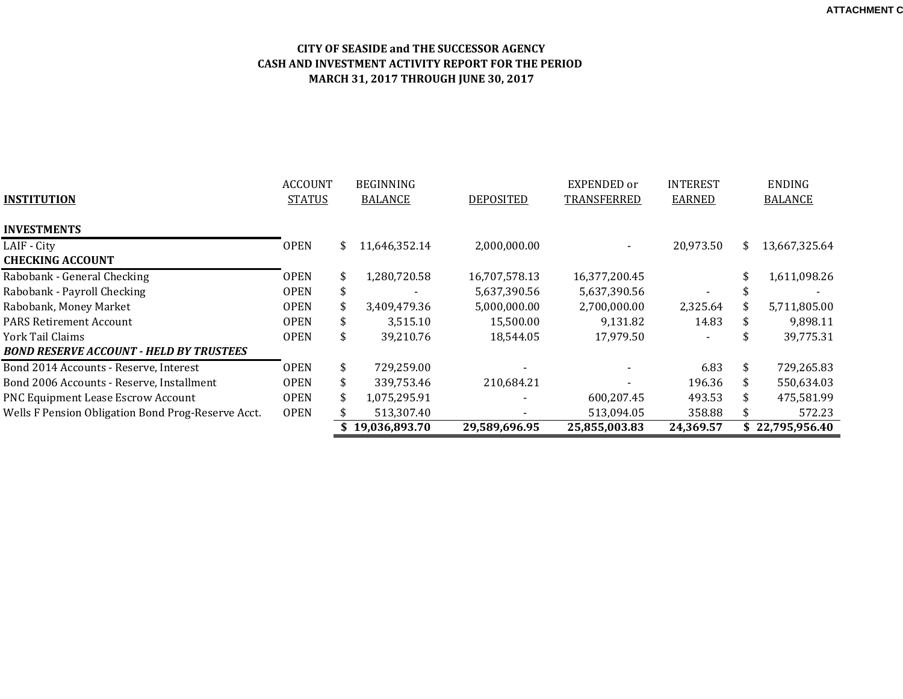ATTACHMENT C

**CITY OF SEASIDE and THE SUCCESSOR AGENCY**
**CASH AND INVESTMENT ACTIVITY REPORT FOR THE PERIOD**
**MARCH 31, 2017 THROUGH JUNE 30, 2017**

| INSTITUTION | ACCOUNT STATUS | BEGINNING BALANCE | DEPOSITED | EXPENDED or TRANSFERRED | INTEREST EARNED | ENDING BALANCE |
|---|---|---|---|---|---|---|
| **INVESTMENTS** | | | | | | |
| LAIF - City | OPEN | $ 11,646,352.14 | 2,000,000.00 | - | 20,973.50 | $ 13,667,325.64 |
| **CHECKING ACCOUNT** | | | | | | |
| Rabobank - General Checking | OPEN | $ 1,280,720.58 | 16,707,578.13 | 16,377,200.45 | | $ 1,611,098.26 |
| Rabobank - Payroll Checking | OPEN | $ - | 5,637,390.56 | 5,637,390.56 | - | $ - |
| Rabobank, Money Market | OPEN | $ 3,409,479.36 | 5,000,000.00 | 2,700,000.00 | 2,325.64 | $ 5,711,805.00 |
| PARS Retirement Account | OPEN | $ 3,515.10 | 15,500.00 | 9,131.82 | 14.83 | $ 9,898.11 |
| York Tail Claims | OPEN | $ 39,210.76 | 18,544.05 | 17,979.50 | - | $ 39,775.31 |
| ***BOND RESERVE ACCOUNT - HELD BY TRUSTEES*** | | | | | | |
| Bond 2014 Accounts - Reserve, Interest | OPEN | $ 729,259.00 | - | - | 6.83 | $ 729,265.83 |
| Bond 2006 Accounts - Reserve, Installment | OPEN | $ 339,753.46 | 210,684.21 | - | 196.36 | $ 550,634.03 |
| PNC Equipment Lease Escrow Account | OPEN | $ 1,075,295.91 | - | 600,207.45 | 493.53 | $ 475,581.99 |
| Wells F Pension Obligation Bond Prog-Reserve Acct. | OPEN | $ 513,307.40 | - | 513,094.05 | 358.88 | $ 572.23 |
| | | **$ 19,036,893.70** | **29,589,696.95** | **25,855,003.83** | **24,369.57** | **$ 22,795,956.40** |